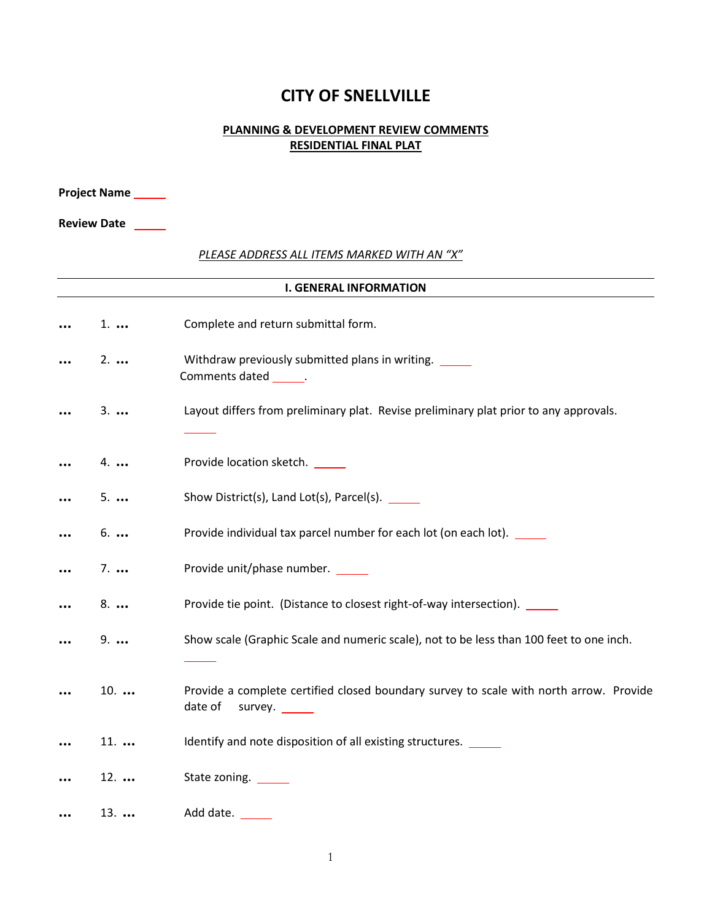# CITY OF SNELLVILLE

## PLANNING & DEVELOPMENT REVIEW COMMENTS
## RESIDENTIAL FINAL PLAT

**Project Name** _____

**Review Date** _____

*PLEASE ADDRESS ALL ITEMS MARKED WITH AN "X"*

### I. GENERAL INFORMATION

… 1. … Complete and return submittal form.

… 2. … Withdraw previously submitted plans in writing. _____ Comments dated _____.

… 3. … Layout differs from preliminary plat. Revise preliminary plat prior to any approvals. _____

… 4. … Provide location sketch. _____

… 5. … Show District(s), Land Lot(s), Parcel(s). _____

… 6. … Provide individual tax parcel number for each lot (on each lot). _____

… 7. … Provide unit/phase number. _____

… 8. … Provide tie point. (Distance to closest right-of-way intersection). _____

… 9. … Show scale (Graphic Scale and numeric scale), not to be less than 100 feet to one inch. _____

… 10. … Provide a complete certified closed boundary survey to scale with north arrow. Provide date of survey. _____

… 11. … Identify and note disposition of all existing structures. _____

… 12. … State zoning. _____

… 13. … Add date. _____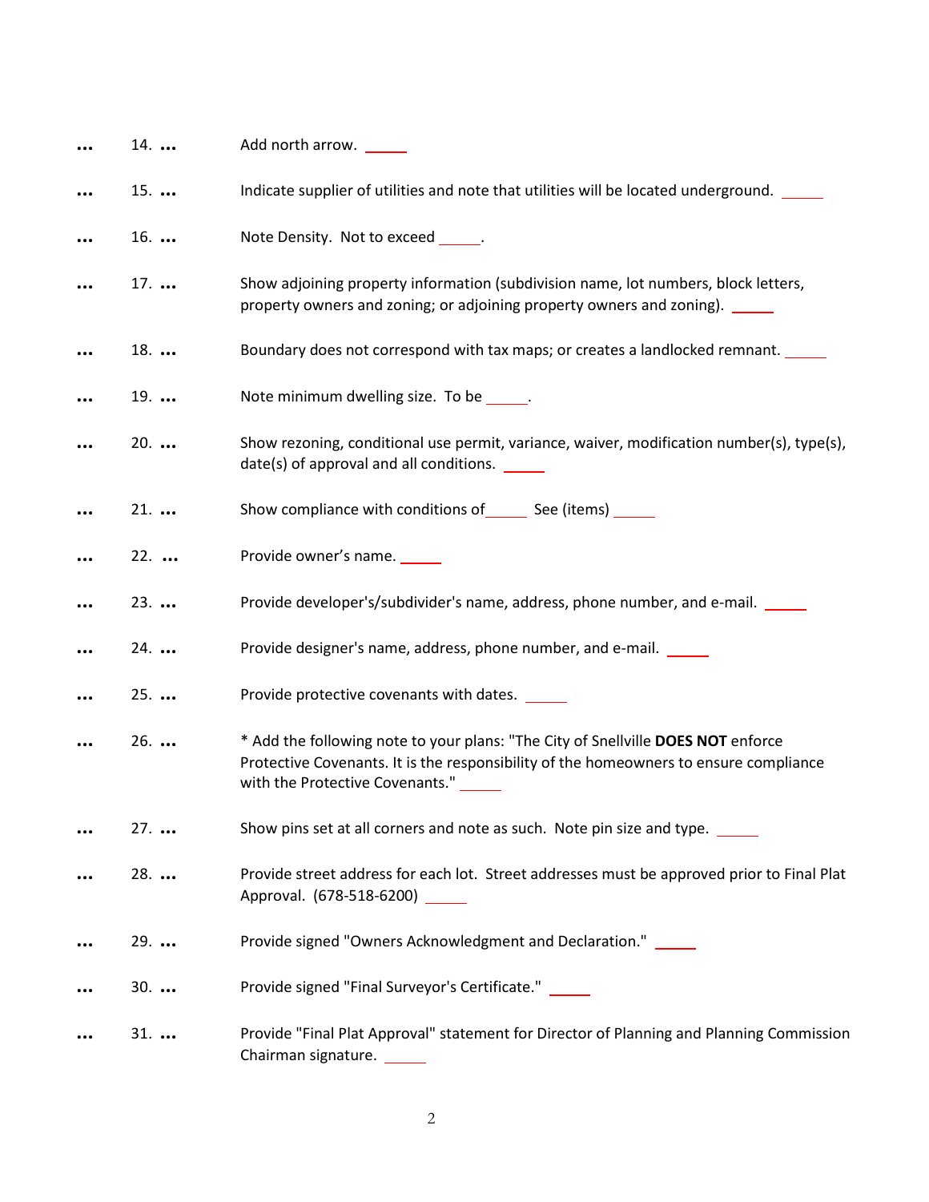… 14. … Add north arrow. _____

… 15. … Indicate supplier of utilities and note that utilities will be located underground. _____

… 16. … Note Density. Not to exceed _____.

… 17. … Show adjoining property information (subdivision name, lot numbers, block letters, property owners and zoning; or adjoining property owners and zoning). _____

… 18. … Boundary does not correspond with tax maps; or creates a landlocked remnant. _____

… 19. … Note minimum dwelling size. To be _____.

… 20. … Show rezoning, conditional use permit, variance, waiver, modification number(s), type(s), date(s) of approval and all conditions. _____

… 21. … Show compliance with conditions of_____ See (items) _____

… 22. … Provide owner's name. _____

… 23. … Provide developer's/subdivider's name, address, phone number, and e-mail. _____

… 24. … Provide designer's name, address, phone number, and e-mail. _____

… 25. … Provide protective covenants with dates. _____

… 26. … * Add the following note to your plans: "The City of Snellville **DOES NOT** enforce Protective Covenants. It is the responsibility of the homeowners to ensure compliance with the Protective Covenants." _____

… 27. … Show pins set at all corners and note as such. Note pin size and type. _____

… 28. … Provide street address for each lot. Street addresses must be approved prior to Final Plat Approval. (678-518-6200) _____

… 29. … Provide signed "Owners Acknowledgment and Declaration." _____

… 30. … Provide signed "Final Surveyor's Certificate." _____

… 31. … Provide "Final Plat Approval" statement for Director of Planning and Planning Commission Chairman signature. _____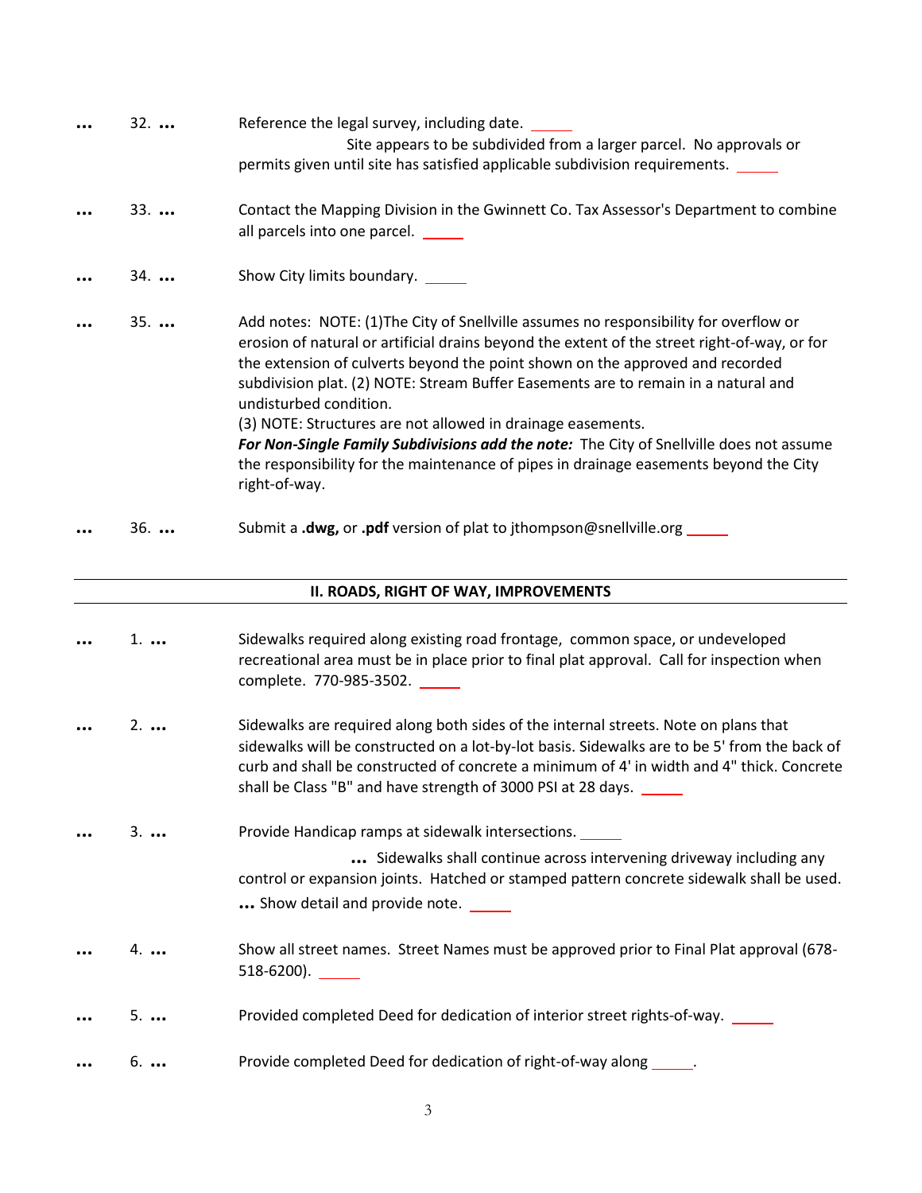… 32. … Reference the legal survey, including date. _____

Site appears to be subdivided from a larger parcel. No approvals or permits given until site has satisfied applicable subdivision requirements. _____

… 33. … Contact the Mapping Division in the Gwinnett Co. Tax Assessor's Department to combine all parcels into one parcel. _____

… 34. … Show City limits boundary. _____

… 35. … Add notes: NOTE: (1)The City of Snellville assumes no responsibility for overflow or erosion of natural or artificial drains beyond the extent of the street right-of-way, or for the extension of culverts beyond the point shown on the approved and recorded subdivision plat. (2) NOTE: Stream Buffer Easements are to remain in a natural and undisturbed condition.
(3) NOTE: Structures are not allowed in drainage easements.
***For Non-Single Family Subdivisions add the note:*** The City of Snellville does not assume the responsibility for the maintenance of pipes in drainage easements beyond the City right-of-way.

… 36. … Submit a **.dwg,** or **.pdf** version of plat to jthompson@snellville.org _____

## II. ROADS, RIGHT OF WAY, IMPROVEMENTS

… 1. … Sidewalks required along existing road frontage, common space, or undeveloped recreational area must be in place prior to final plat approval. Call for inspection when complete. 770-985-3502. _____

… 2. … Sidewalks are required along both sides of the internal streets. Note on plans that sidewalks will be constructed on a lot-by-lot basis. Sidewalks are to be 5' from the back of curb and shall be constructed of concrete a minimum of 4' in width and 4" thick. Concrete shall be Class "B" and have strength of 3000 PSI at 28 days. _____

… 3. … Provide Handicap ramps at sidewalk intersections. _____

… Sidewalks shall continue across intervening driveway including any control or expansion joints. Hatched or stamped pattern concrete sidewalk shall be used.
… Show detail and provide note. _____

… 4. … Show all street names. Street Names must be approved prior to Final Plat approval (678-518-6200). _____

… 5. … Provided completed Deed for dedication of interior street rights-of-way. _____

… 6. … Provide completed Deed for dedication of right-of-way along _____.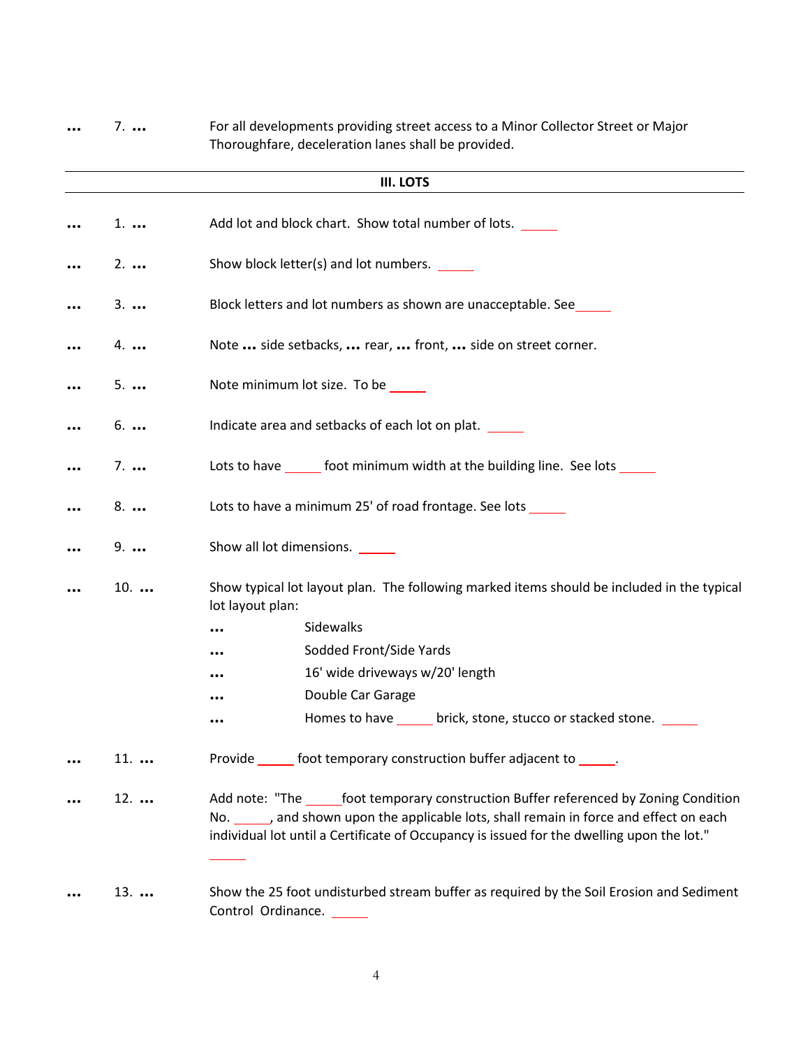… 7. … For all developments providing street access to a Minor Collector Street or Major Thoroughfare, deceleration lanes shall be provided.

---

## III. LOTS

---

… 1. … Add lot and block chart. Show total number of lots. _____

… 2. … Show block letter(s) and lot numbers. _____

… 3. … Block letters and lot numbers as shown are unacceptable. See_____

… 4. … Note … side setbacks, … rear, … front, … side on street corner.

… 5. … Note minimum lot size. To be _____

… 6. … Indicate area and setbacks of each lot on plat. _____

… 7. … Lots to have _____ foot minimum width at the building line. See lots _____

… 8. … Lots to have a minimum 25' of road frontage. See lots _____

… 9. … Show all lot dimensions. _____

… 10. … Show typical lot layout plan. The following marked items should be included in the typical lot layout plan:

- … Sidewalks
- … Sodded Front/Side Yards
- … 16' wide driveways w/20' length
- … Double Car Garage
- … Homes to have _____ brick, stone, stucco or stacked stone. _____

… 11. … Provide _____ foot temporary construction buffer adjacent to _____.

… 12. … Add note: "The _____foot temporary construction Buffer referenced by Zoning Condition No. _____, and shown upon the applicable lots, shall remain in force and effect on each individual lot until a Certificate of Occupancy is issued for the dwelling upon the lot."

_____

… 13. … Show the 25 foot undisturbed stream buffer as required by the Soil Erosion and Sediment Control Ordinance. _____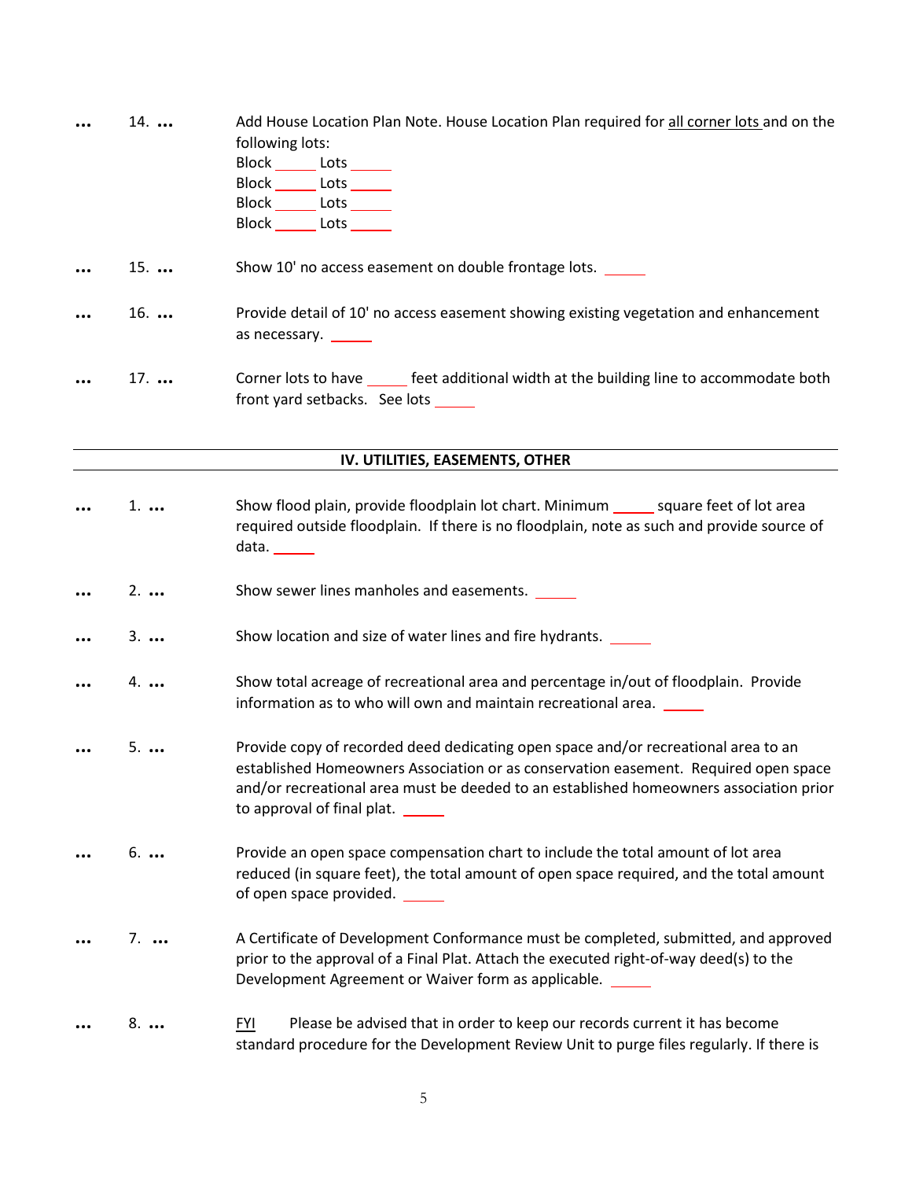… 14. … Add House Location Plan Note. House Location Plan required for <u>all corner lots</u> and on the following lots:

Block _____ Lots _____
Block _____ Lots _____
Block _____ Lots _____
Block _____ Lots _____

… 15. … Show 10' no access easement on double frontage lots. _____

… 16. … Provide detail of 10' no access easement showing existing vegetation and enhancement as necessary. _____

… 17. … Corner lots to have _____ feet additional width at the building line to accommodate both front yard setbacks. See lots _____

---

## IV. UTILITIES, EASEMENTS, OTHER

---

… 1. … Show flood plain, provide floodplain lot chart. Minimum _____ square feet of lot area required outside floodplain. If there is no floodplain, note as such and provide source of data. _____

… 2. … Show sewer lines manholes and easements. _____

… 3. … Show location and size of water lines and fire hydrants. _____

… 4. … Show total acreage of recreational area and percentage in/out of floodplain. Provide information as to who will own and maintain recreational area. _____

… 5. … Provide copy of recorded deed dedicating open space and/or recreational area to an established Homeowners Association or as conservation easement. Required open space and/or recreational area must be deeded to an established homeowners association prior to approval of final plat. _____

… 6. … Provide an open space compensation chart to include the total amount of lot area reduced (in square feet), the total amount of open space required, and the total amount of open space provided. _____

… 7. … A Certificate of Development Conformance must be completed, submitted, and approved prior to the approval of a Final Plat. Attach the executed right-of-way deed(s) to the Development Agreement or Waiver form as applicable. _____

… 8. … <u>FYI</u> Please be advised that in order to keep our records current it has become standard procedure for the Development Review Unit to purge files regularly. If there is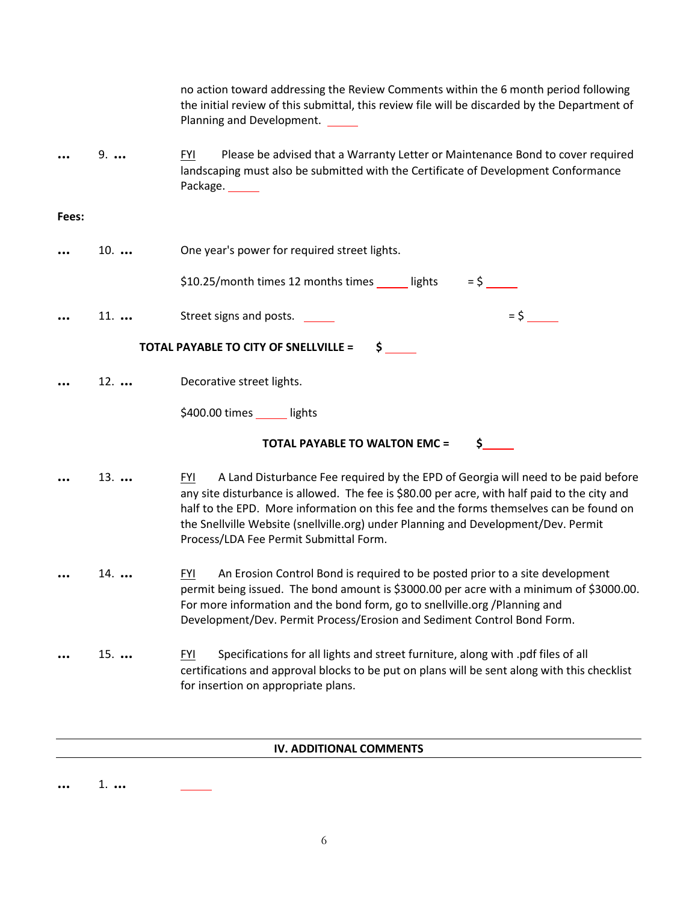no action toward addressing the Review Comments within the 6 month period following the initial review of this submittal, this review file will be discarded by the Department of Planning and Development. _____

… 9. … FYI Please be advised that a Warranty Letter or Maintenance Bond to cover required landscaping must also be submitted with the Certificate of Development Conformance Package. _____

**Fees:**

… 10. … One year's power for required street lights.

$10.25/month times 12 months times _____ lights = $ _____

… 11. … Street signs and posts. _____ = $ _____

**TOTAL PAYABLE TO CITY OF SNELLVILLE = $ _____**

… 12. … Decorative street lights.

$400.00 times _____ lights

**TOTAL PAYABLE TO WALTON EMC = $_____**

… 13. … FYI A Land Disturbance Fee required by the EPD of Georgia will need to be paid before any site disturbance is allowed. The fee is $80.00 per acre, with half paid to the city and half to the EPD. More information on this fee and the forms themselves can be found on the Snellville Website (snellville.org) under Planning and Development/Dev. Permit Process/LDA Fee Permit Submittal Form.

… 14. … FYI An Erosion Control Bond is required to be posted prior to a site development permit being issued. The bond amount is $3000.00 per acre with a minimum of $3000.00. For more information and the bond form, go to snellville.org /Planning and Development/Dev. Permit Process/Erosion and Sediment Control Bond Form.

… 15. … FYI Specifications for all lights and street furniture, along with .pdf files of all certifications and approval blocks to be put on plans will be sent along with this checklist for insertion on appropriate plans.

## IV. ADDITIONAL COMMENTS

… 1. … _____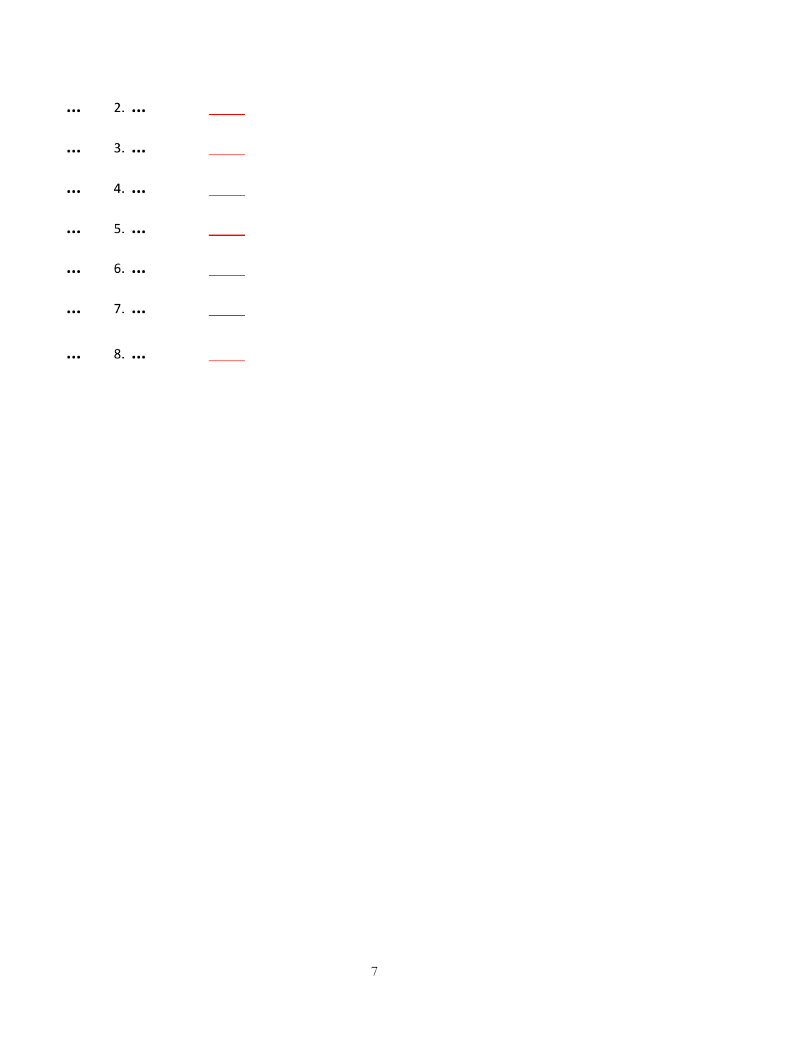… 2. … \_\_\_\_\_

… 3. … \_\_\_\_\_

… 4. … \_\_\_\_\_

… 5. … \_\_\_\_\_

… 6. … \_\_\_\_\_

… 7. … \_\_\_\_\_

… 8. … \_\_\_\_\_